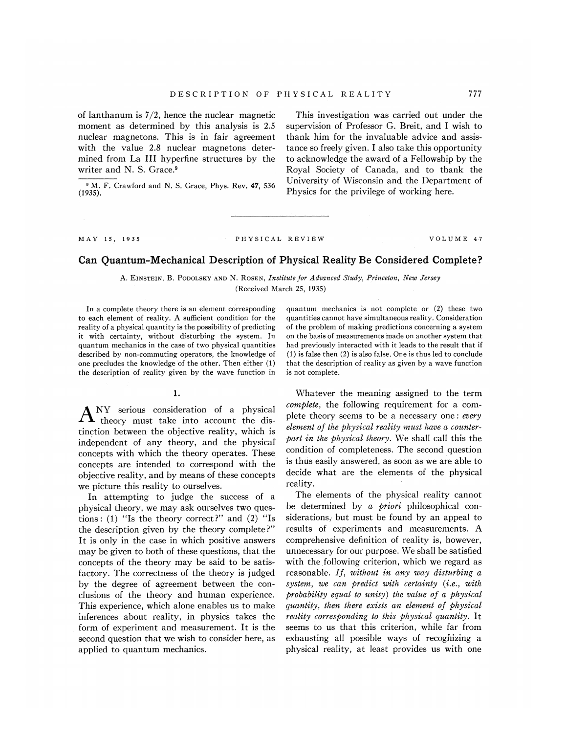of lanthanum is 7/2, hence the nuclear magnetic moment as determined by this analysis is 2.5 nuclear magnetons. This is in fair agreement with the value 2.8 nuclear magnetons determined from La III hyperfine structures by the writer and N. S. Grace.[9]

[9] M. F. Crawford and N. S. Grace, Phys. Rev. **47**, 536 (1935).

This investigation was carried out under the supervision of Professor G. Breit, and I wish to thank him for the invaluable advice and assistance so freely given. I also take this opportunity to acknowledge the award of a Fellowship by the Royal Society of Canada, and to thank the University of Wisconsin and the Department of Physics for the privilege of working here.

---

MAY 15, 1935 PHYSICAL REVIEW VOLUME 47

# Can Quantum-Mechanical Description of Physical Reality Be Considered Complete?

A. Einstein, B. Podolsky and N. Rosen, *Institute for Advanced Study, Princeton, New Jersey*

(Received March 25, 1935)

In a complete theory there is an element corresponding to each element of reality. A sufficient condition for the reality of a physical quantity is the possibility of predicting it with certainty, without disturbing the system. In quantum mechanics in the case of two physical quantities described by non-commuting operators, the knowledge of one precludes the knowledge of the other. Then either (1) the description of reality given by the wave function in quantum mechanics is not complete or (2) these two quantities cannot have simultaneous reality. Consideration of the problem of making predictions concerning a system on the basis of measurements made on another system that had previously interacted with it leads to the result that if (1) is false then (2) is also false. One is thus led to conclude that the description of reality as given by a wave function is not complete.

## 1.

Any serious consideration of a physical theory must take into account the distinction between the objective reality, which is independent of any theory, and the physical concepts with which the theory operates. These concepts are intended to correspond with the objective reality, and by means of these concepts we picture this reality to ourselves.

In attempting to judge the success of a physical theory, we may ask ourselves two questions: (1) "Is the theory correct?" and (2) "Is the description given by the theory complete?" It is only in the case in which positive answers may be given to both of these questions, that the concepts of the theory may be said to be satisfactory. The correctness of the theory is judged by the degree of agreement between the conclusions of the theory and human experience. This experience, which alone enables us to make inferences about reality, in physics takes the form of experiment and measurement. It is the second question that we wish to consider here, as applied to quantum mechanics.

Whatever the meaning assigned to the term *complete*, the following requirement for a complete theory seems to be a necessary one: *every element of the physical reality must have a counterpart in the physical theory.* We shall call this the condition of completeness. The second question is thus easily answered, as soon as we are able to decide what are the elements of the physical reality.

The elements of the physical reality cannot be determined by *a priori* philosophical considerations, but must be found by an appeal to results of experiments and measurements. A comprehensive definition of reality is, however, unnecessary for our purpose. We shall be satisfied with the following criterion, which we regard as reasonable. *If, without in any way disturbing a system, we can predict with certainty (i.e., with probability equal to unity) the value of a physical quantity, then there exists an element of physical reality corresponding to this physical quantity.* It seems to us that this criterion, while far from exhausting all possible ways of recognizing a physical reality, at least provides us with one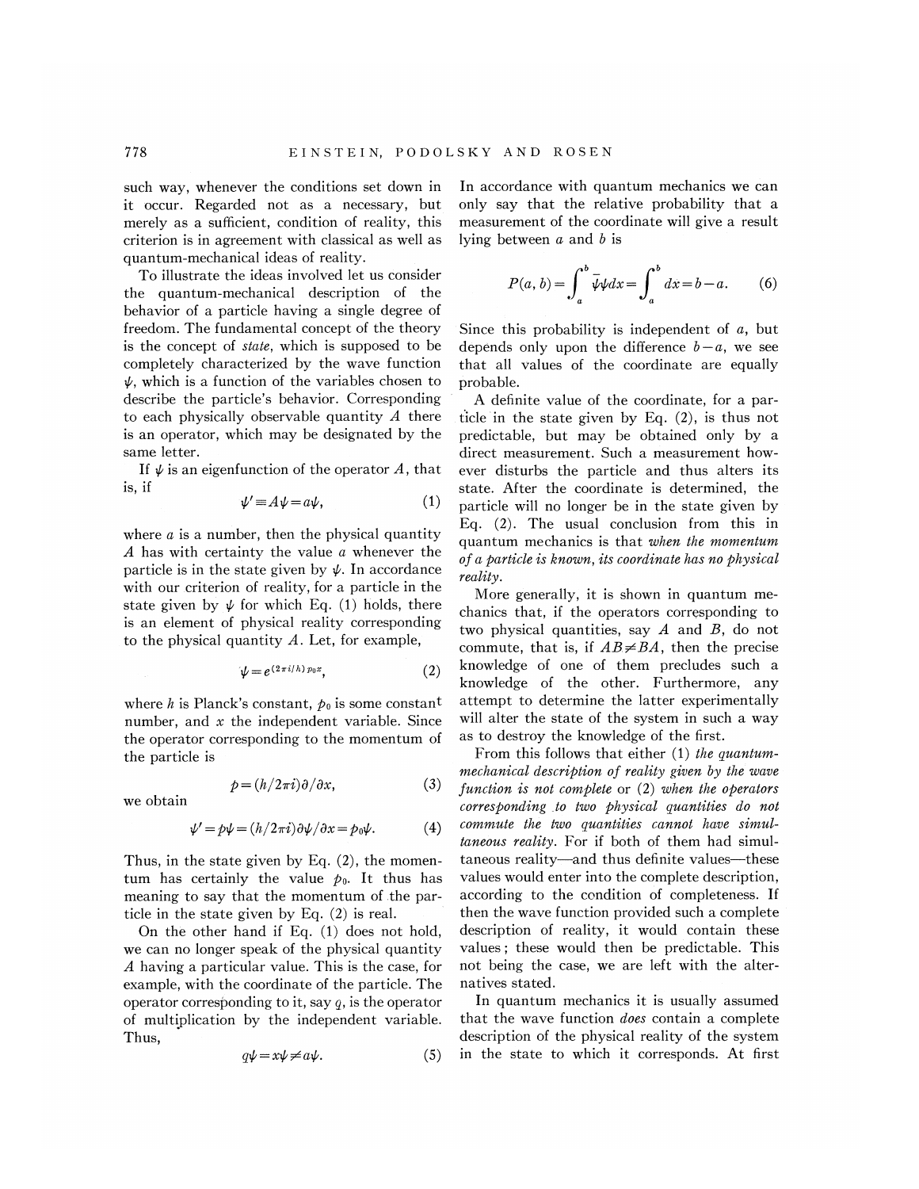such way, whenever the conditions set down in it occur. Regarded not as a necessary, but merely as a sufficient, condition of reality, this criterion is in agreement with classical as well as quantum-mechanical ideas of reality.

To illustrate the ideas involved let us consider the quantum-mechanical description of the behavior of a particle having a single degree of freedom. The fundamental concept of the theory is the concept of *state*, which is supposed to be completely characterized by the wave function $\psi$, which is a function of the variables chosen to describe the particle's behavior. Corresponding to each physically observable quantity $A$ there is an operator, which may be designated by the same letter.

If $\psi$ is an eigenfunction of the operator $A$, that is, if

$$\psi' \equiv A\psi = a\psi, \tag{1}$$

where $a$ is a number, then the physical quantity $A$ has with certainty the value $a$ whenever the particle is in the state given by $\psi$. In accordance with our criterion of reality, for a particle in the state given by $\psi$ for which Eq. (1) holds, there is an element of physical reality corresponding to the physical quantity $A$. Let, for example,

$$\psi = e^{(2\pi i/h)\, p_0 x}, \tag{2}$$

where $h$ is Planck's constant, $p_0$ is some constant number, and $x$ the independent variable. Since the operator corresponding to the momentum of the particle is

$$p = (h/2\pi i)\partial/\partial x, \tag{3}$$

we obtain

$$\psi' = p\psi = (h/2\pi i)\partial\psi/\partial x = p_0\psi. \tag{4}$$

Thus, in the state given by Eq. (2), the momentum has certainly the value $p_0$. It thus has meaning to say that the momentum of the particle in the state given by Eq. (2) is real.

On the other hand if Eq. (1) does not hold, we can no longer speak of the physical quantity $A$ having a particular value. This is the case, for example, with the coordinate of the particle. The operator corresponding to it, say $q$, is the operator of multiplication by the independent variable. Thus,

$$q\psi = x\psi \neq a\psi. \tag{5}$$

In accordance with quantum mechanics we can only say that the relative probability that a measurement of the coordinate will give a result lying between $a$ and $b$ is

$$P(a, b) = \int_a^b \bar{\psi}\psi dx = \int_a^b dx = b - a. \tag{6}$$

Since this probability is independent of $a$, but depends only upon the difference $b-a$, we see that all values of the coordinate are equally probable.

A definite value of the coordinate, for a particle in the state given by Eq. (2), is thus not predictable, but may be obtained only by a direct measurement. Such a measurement however disturbs the particle and thus alters its state. After the coordinate is determined, the particle will no longer be in the state given by Eq. (2). The usual conclusion from this in quantum mechanics is that *when the momentum of a particle is known, its coordinate has no physical reality.*

More generally, it is shown in quantum mechanics that, if the operators corresponding to two physical quantities, say $A$ and $B$, do not commute, that is, if $AB \neq BA$, then the precise knowledge of one of them precludes such a knowledge of the other. Furthermore, any attempt to determine the latter experimentally will alter the state of the system in such a way as to destroy the knowledge of the first.

From this follows that either (1) *the quantum-mechanical description of reality given by the wave function is not complete* or (2) *when the operators corresponding to two physical quantities do not commute the two quantities cannot have simultaneous reality.* For if both of them had simultaneous reality—and thus definite values—these values would enter into the complete description, according to the condition of completeness. If then the wave function provided such a complete description of reality, it would contain these values; these would then be predictable. This not being the case, we are left with the alternatives stated.

In quantum mechanics it is usually assumed that the wave function *does* contain a complete description of the physical reality of the system in the state to which it corresponds. At first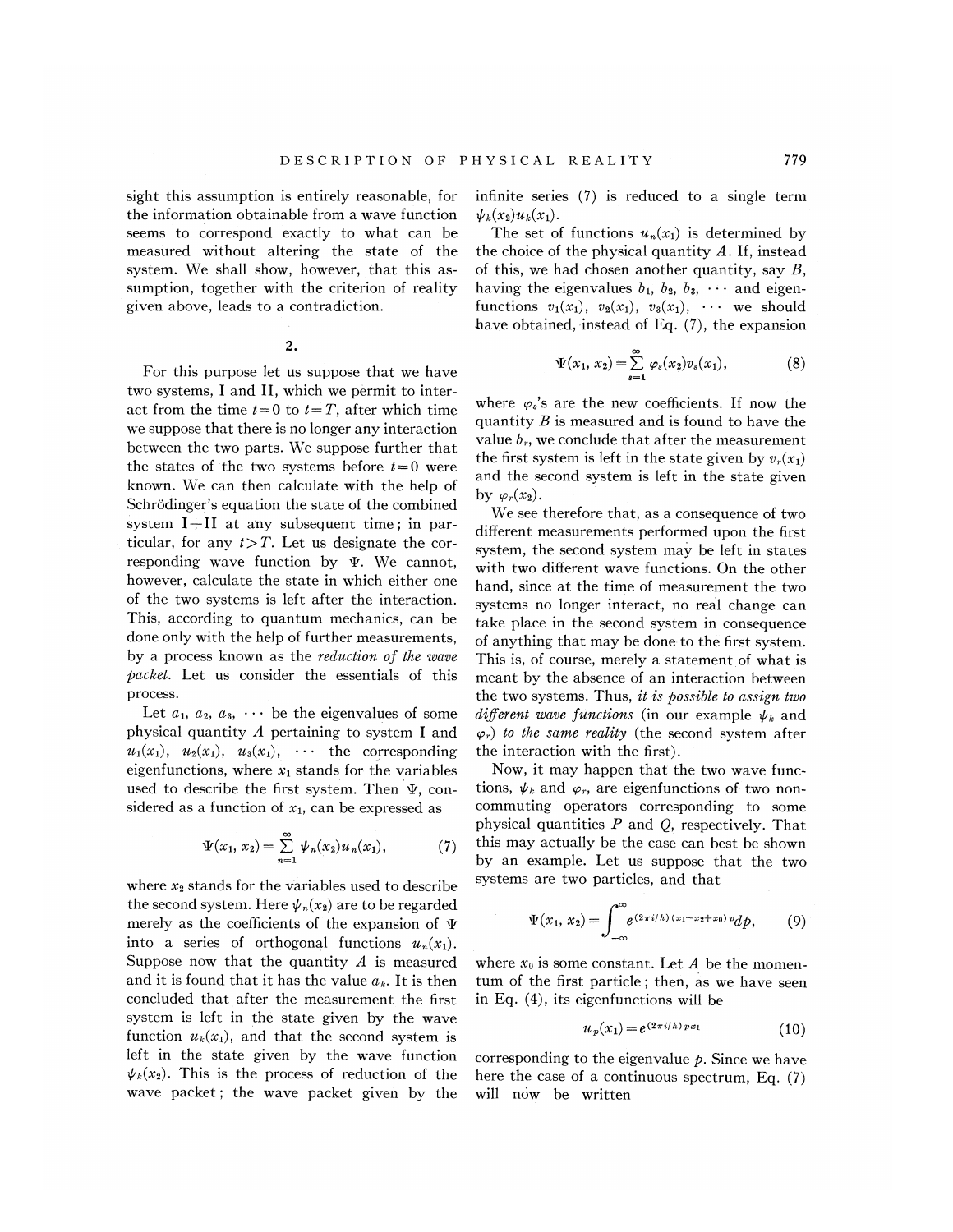sight this assumption is entirely reasonable, for the information obtainable from a wave function seems to correspond exactly to what can be measured without altering the state of the system. We shall show, however, that this assumption, together with the criterion of reality given above, leads to a contradiction.

## 2.

For this purpose let us suppose that we have two systems, I and II, which we permit to interact from the time $t=0$ to $t=T$, after which time we suppose that there is no longer any interaction between the two parts. We suppose further that the states of the two systems before $t=0$ were known. We can then calculate with the help of Schrödinger's equation the state of the combined system I+II at any subsequent time; in particular, for any $t>T$. Let us designate the corresponding wave function by $\Psi$. We cannot, however, calculate the state in which either one of the two systems is left after the interaction. This, according to quantum mechanics, can be done only with the help of further measurements, by a process known as the *reduction of the wave packet*. Let us consider the essentials of this process.

Let $a_1, a_2, a_3, \cdots$ be the eigenvalues of some physical quantity $A$ pertaining to system I and $u_1(x_1), u_2(x_1), u_3(x_1), \cdots$ the corresponding eigenfunctions, where $x_1$ stands for the variables used to describe the first system. Then $\Psi$, considered as a function of $x_1$, can be expressed as

$$\Psi(x_1, x_2) = \sum_{n=1}^{\infty} \psi_n(x_2) u_n(x_1), \tag{7}$$

where $x_2$ stands for the variables used to describe the second system. Here $\psi_n(x_2)$ are to be regarded merely as the coefficients of the expansion of $\Psi$ into a series of orthogonal functions $u_n(x_1)$. Suppose now that the quantity $A$ is measured and it is found that it has the value $a_k$. It is then concluded that after the measurement the first system is left in the state given by the wave function $u_k(x_1)$, and that the second system is left in the state given by the wave function $\psi_k(x_2)$. This is the process of reduction of the wave packet; the wave packet given by the infinite series (7) is reduced to a single term $\psi_k(x_2)u_k(x_1)$.

The set of functions $u_n(x_1)$ is determined by the choice of the physical quantity $A$. If, instead of this, we had chosen another quantity, say $B$, having the eigenvalues $b_1, b_2, b_3, \cdots$ and eigenfunctions $v_1(x_1), v_2(x_1), v_3(x_1), \cdots$ we should have obtained, instead of Eq. (7), the expansion

$$\Psi(x_1, x_2) = \sum_{s=1}^{\infty} \varphi_s(x_2) v_s(x_1), \tag{8}$$

where $\varphi_s$'s are the new coefficients. If now the quantity $B$ is measured and is found to have the value $b_r$, we conclude that after the measurement the first system is left in the state given by $v_r(x_1)$ and the second system is left in the state given by $\varphi_r(x_2)$.

We see therefore that, as a consequence of two different measurements performed upon the first system, the second system may be left in states with two different wave functions. On the other hand, since at the time of measurement the two systems no longer interact, no real change can take place in the second system in consequence of anything that may be done to the first system. This is, of course, merely a statement of what is meant by the absence of an interaction between the two systems. Thus, *it is possible to assign two different wave functions* (in our example $\psi_k$ and $\varphi_r$) *to the same reality* (the second system after the interaction with the first).

Now, it may happen that the two wave functions, $\psi_k$ and $\varphi_r$, are eigenfunctions of two noncommuting operators corresponding to some physical quantities $P$ and $Q$, respectively. That this may actually be the case can best be shown by an example. Let us suppose that the two systems are two particles, and that

$$\Psi(x_1, x_2) = \int_{-\infty}^{\infty} e^{(2\pi i/h)(x_1 - x_2 + x_0)p} dp, \tag{9}$$

where $x_0$ is some constant. Let $A$ be the momentum of the first particle; then, as we have seen in Eq. (4), its eigenfunctions will be

$$u_p(x_1) = e^{(2\pi i/h)px_1} \tag{10}$$

corresponding to the eigenvalue $p$. Since we have here the case of a continuous spectrum, Eq. (7) will now be written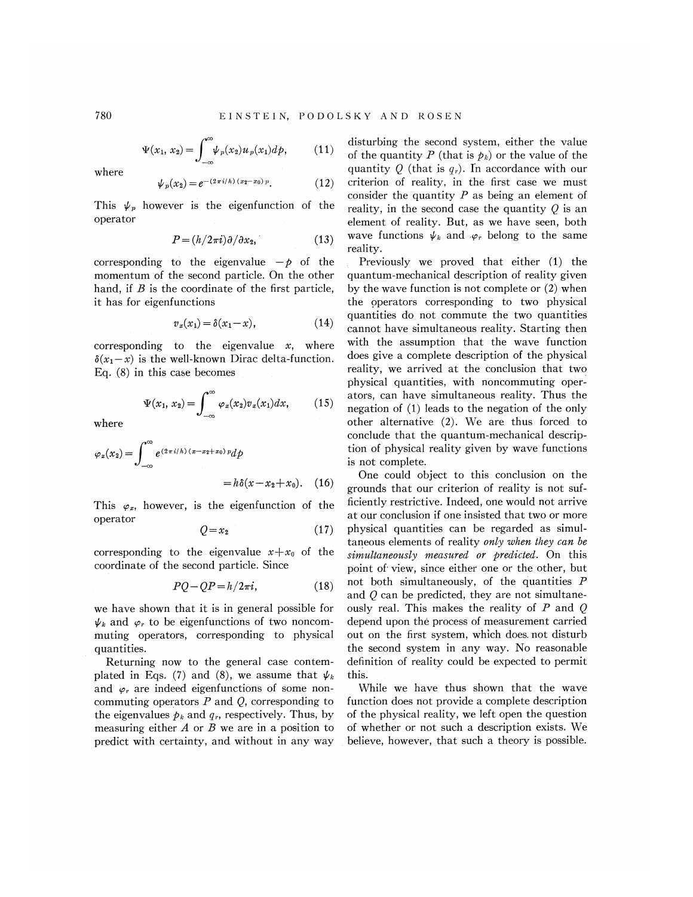$$\Psi(x_1, x_2) = \int_{-\infty}^{\infty} \psi_p(x_2) u_p(x_1) dp, \tag{11}$$

where

$$\psi_p(x_2) = e^{-(2\pi i/h)(x_2 - x_0)p}. \tag{12}$$

This $\psi_p$ however is the eigenfunction of the operator

$$P = (h/2\pi i)\partial/\partial x_2, \tag{13}$$

corresponding to the eigenvalue $-p$ of the momentum of the second particle. On the other hand, if $B$ is the coordinate of the first particle, it has for eigenfunctions

$$v_x(x_1) = \delta(x_1 - x), \tag{14}$$

corresponding to the eigenvalue $x$, where $\delta(x_1 - x)$ is the well-known Dirac delta-function. Eq. (8) in this case becomes

$$\Psi(x_1, x_2) = \int_{-\infty}^{\infty} \varphi_x(x_2) v_x(x_1) dx, \tag{15}$$

where

$$\varphi_x(x_2) = \int_{-\infty}^{\infty} e^{(2\pi i/h)(x - x_2 + x_0)p} dp$$

$$= h\delta(x - x_2 + x_0). \tag{16}$$

This $\varphi_x$, however, is the eigenfunction of the operator

$$Q = x_2 \tag{17}$$

corresponding to the eigenvalue $x + x_0$ of the coordinate of the second particle. Since

$$PQ - QP = h/2\pi i, \tag{18}$$

we have shown that it is in general possible for $\psi_k$ and $\varphi_r$ to be eigenfunctions of two noncommuting operators, corresponding to physical quantities.

Returning now to the general case contemplated in Eqs. (7) and (8), we assume that $\psi_k$ and $\varphi_r$ are indeed eigenfunctions of some noncommuting operators $P$ and $Q$, corresponding to the eigenvalues $p_k$ and $q_r$, respectively. Thus, by measuring either $A$ or $B$ we are in a position to predict with certainty, and without in any way disturbing the second system, either the value of the quantity $P$ (that is $p_k$) or the value of the quantity $Q$ (that is $q_r$). In accordance with our criterion of reality, in the first case we must consider the quantity $P$ as being an element of reality, in the second case the quantity $Q$ is an element of reality. But, as we have seen, both wave functions $\psi_k$ and $\varphi_r$ belong to the same reality.

Previously we proved that either (1) the quantum-mechanical description of reality given by the wave function is not complete or (2) when the operators corresponding to two physical quantities do not commute the two quantities cannot have simultaneous reality. Starting then with the assumption that the wave function does give a complete description of the physical reality, we arrived at the conclusion that two physical quantities, with noncommuting operators, can have simultaneous reality. Thus the negation of (1) leads to the negation of the only other alternative (2). We are thus forced to conclude that the quantum-mechanical description of physical reality given by wave functions is not complete.

One could object to this conclusion on the grounds that our criterion of reality is not sufficiently restrictive. Indeed, one would not arrive at our conclusion if one insisted that two or more physical quantities can be regarded as simultaneous elements of reality *only when they can be simultaneously measured or predicted.* On this point of view, since either one or the other, but not both simultaneously, of the quantities $P$ and $Q$ can be predicted, they are not simultaneously real. This makes the reality of $P$ and $Q$ depend upon the process of measurement carried out on the first system, which does not disturb the second system in any way. No reasonable definition of reality could be expected to permit this.

While we have thus shown that the wave function does not provide a complete description of the physical reality, we left open the question of whether or not such a description exists. We believe, however, that such a theory is possible.